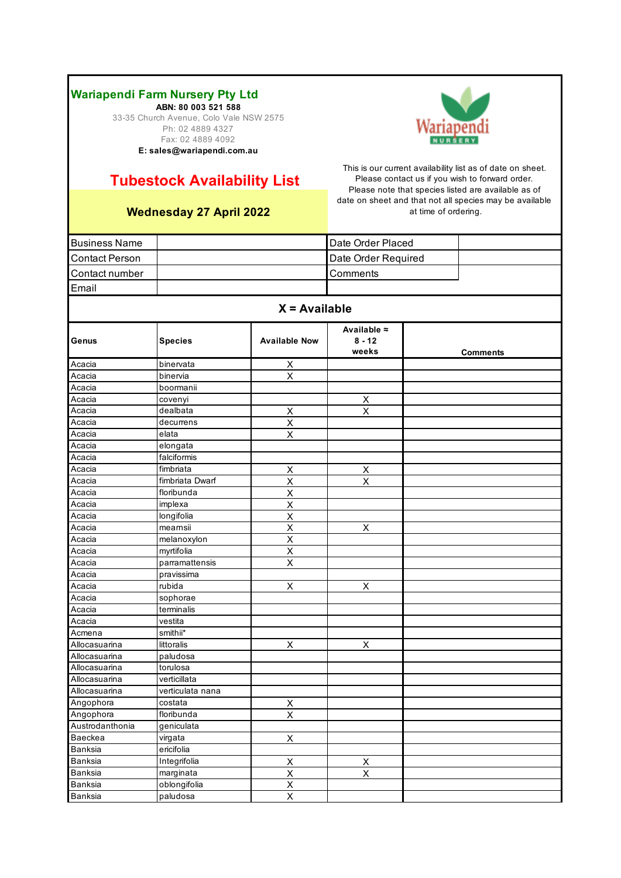# Wariapendi Farm Nursery Pty Ltd

**ABN: 80 003 521 588**

33-35 Church Avenue, Colo Vale NSW 2575

Ph: 02 4889 4327

Fax: 02 4889 4092

**E: sales@wariapendi.com.au**

## Tubestock Availability List

**Wednesday 27 April 2022**

This is our current availability list as of date on sheet. Please contact us if you wish to forward order. Please note that species listed are available as of date on sheet and that not all species may be available at time of ordering.

| Business Name | | Date Order Placed | |
|---|---|---|---|
| Contact Person | | Date Order Required | |
| Contact number | | Comments | |
| Email | | | |

**X = Available**

| Genus | Species | Available Now | Available ≈ 8 - 12 weeks | Comments |
|---|---|---|---|---|
| Acacia | binervata | X | | |
| Acacia | binervia | X | | |
| Acacia | boormanii | | | |
| Acacia | covenyi | | X | |
| Acacia | dealbata | X | X | |
| Acacia | decurrens | X | | |
| Acacia | elata | X | | |
| Acacia | elongata | | | |
| Acacia | falciformis | | | |
| Acacia | fimbriata | X | X | |
| Acacia | fimbriata Dwarf | X | X | |
| Acacia | floribunda | X | | |
| Acacia | implexa | X | | |
| Acacia | longifolia | X | | |
| Acacia | mearnsii | X | X | |
| Acacia | melanoxylon | X | | |
| Acacia | myrtifolia | X | | |
| Acacia | parramattensis | X | | |
| Acacia | pravissima | | | |
| Acacia | rubida | X | X | |
| Acacia | sophorae | | | |
| Acacia | terminalis | | | |
| Acacia | vestita | | | |
| Acmena | smithii* | | | |
| Allocasuarina | littoralis | X | X | |
| Allocasuarina | paludosa | | | |
| Allocasuarina | torulosa | | | |
| Allocasuarina | verticillata | | | |
| Allocasuarina | verticulata nana | | | |
| Angophora | costata | X | | |
| Angophora | floribunda | X | | |
| Austrodanthonia | geniculata | | | |
| Baeckea | virgata | X | | |
| Banksia | ericifolia | | | |
| Banksia | Integrifolia | X | X | |
| Banksia | marginata | X | X | |
| Banksia | oblongifolia | X | | |
| Banksia | paludosa | X | | |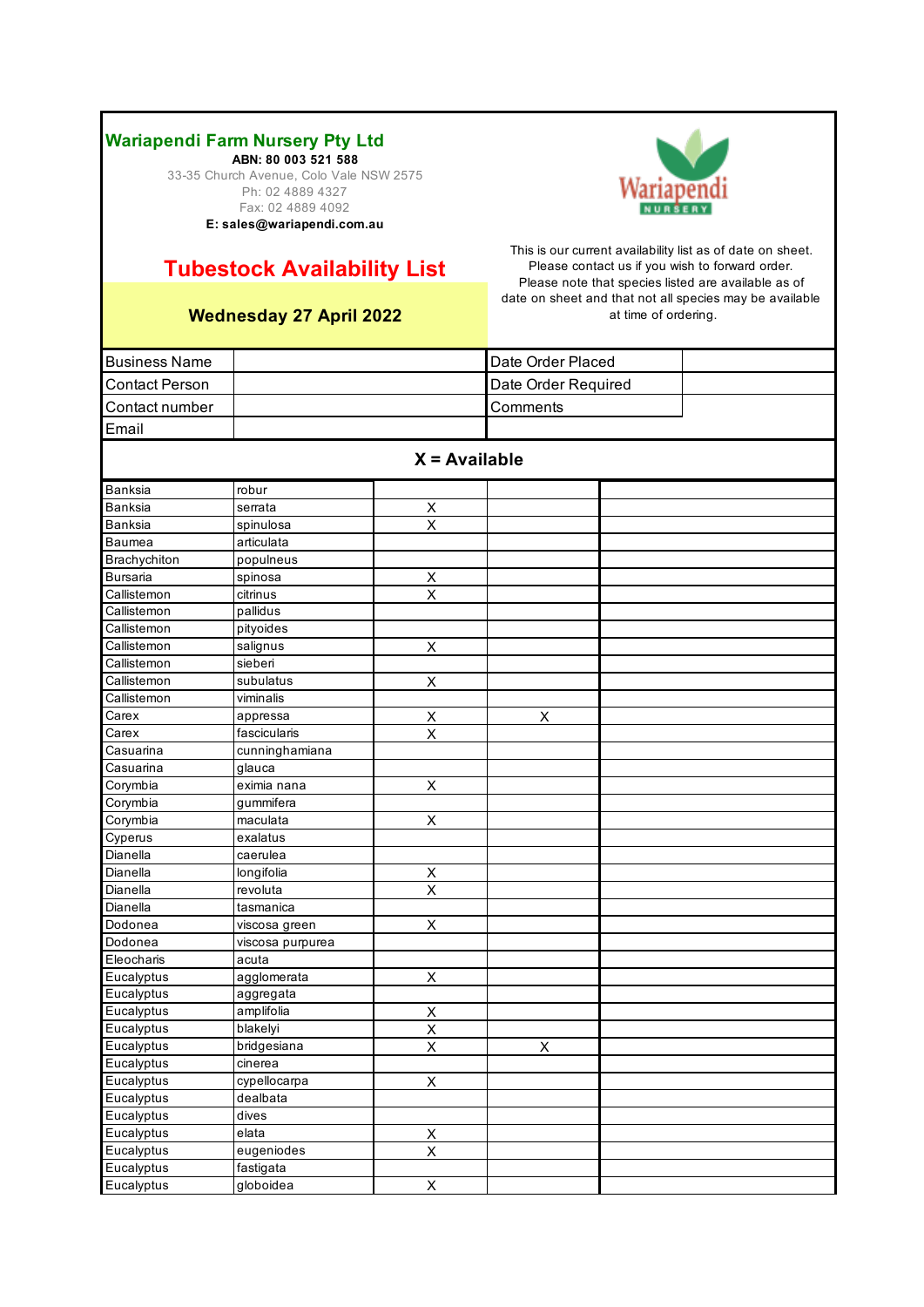## Wariapendi Farm Nursery Pty Ltd

**ABN: 80 003 521 588**

33-35 Church Avenue, Colo Vale NSW 2575

Ph: 02 4889 4327

Fax: 02 4889 4092

**E: sales@wariapendi.com.au**

# Tubestock Availability List

**Wednesday 27 April 2022**

This is our current availability list as of date on sheet. Please contact us if you wish to forward order. Please note that species listed are available as of date on sheet and that not all species may be available at time of ordering.

| Business Name | | Date Order Placed | |
|---|---|---|---|
| Contact Person | | Date Order Required | |
| Contact number | | Comments | |
| Email | | | |

**X = Available**

| Genus | Species | | | |
|---|---|---|---|---|
| Banksia | robur | | | |
| Banksia | serrata | X | | |
| Banksia | spinulosa | X | | |
| Baumea | articulata | | | |
| Brachychiton | populneus | | | |
| Bursaria | spinosa | X | | |
| Callistemon | citrinus | X | | |
| Callistemon | pallidus | | | |
| Callistemon | pityoides | | | |
| Callistemon | salignus | X | | |
| Callistemon | sieberi | | | |
| Callistemon | subulatus | X | | |
| Callistemon | viminalis | | | |
| Carex | appressa | X | X | |
| Carex | fascicularis | X | | |
| Casuarina | cunninghamiana | | | |
| Casuarina | glauca | | | |
| Corymbia | eximia nana | X | | |
| Corymbia | gummifera | | | |
| Corymbia | maculata | X | | |
| Cyperus | exalatus | | | |
| Dianella | caerulea | | | |
| Dianella | longifolia | X | | |
| Dianella | revoluta | X | | |
| Dianella | tasmanica | | | |
| Dodonea | viscosa green | X | | |
| Dodonea | viscosa purpurea | | | |
| Eleocharis | acuta | | | |
| Eucalyptus | agglomerata | X | | |
| Eucalyptus | aggregata | | | |
| Eucalyptus | amplifolia | X | | |
| Eucalyptus | blakelyi | X | | |
| Eucalyptus | bridgesiana | X | X | |
| Eucalyptus | cinerea | | | |
| Eucalyptus | cypellocarpa | X | | |
| Eucalyptus | dealbata | | | |
| Eucalyptus | dives | | | |
| Eucalyptus | elata | X | | |
| Eucalyptus | eugeniodes | X | | |
| Eucalyptus | fastigata | | | |
| Eucalyptus | globoidea | X | | |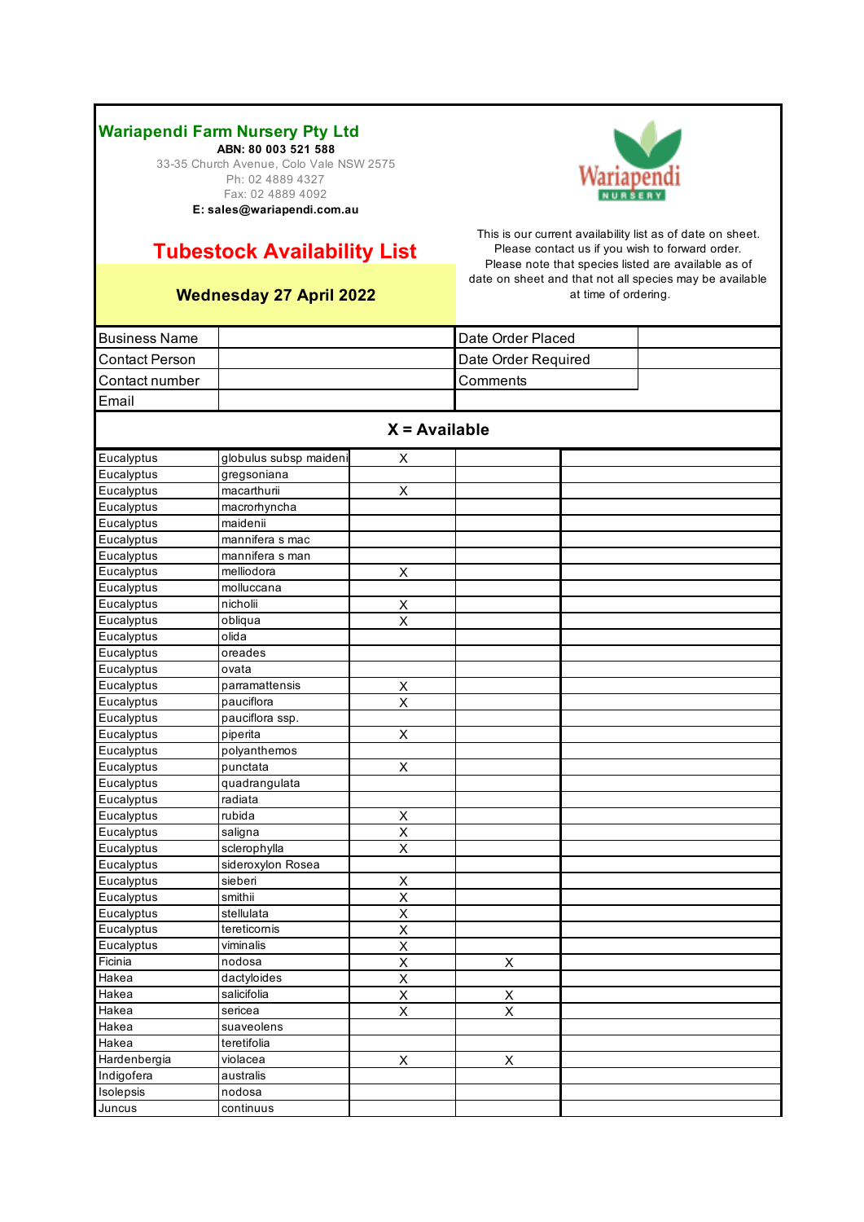## Wariapendi Farm Nursery Pty Ltd

**ABN: 80 003 521 588**

33-35 Church Avenue, Colo Vale NSW 2575

Ph: 02 4889 4327

Fax: 02 4889 4092

**E: sales@wariapendi.com.au**

# Tubestock Availability List

**Wednesday 27 April 2022**

This is our current availability list as of date on sheet. Please contact us if you wish to forward order. Please note that species listed are available as of date on sheet and that not all species may be available at time of ordering.

| Business Name | | Date Order Placed | |
|---|---|---|---|
| Contact Person | | Date Order Required | |
| Contact number | | Comments | |
| Email | | | |

**X = Available**

| | | | | |
|---|---|---|---|---|
| Eucalyptus | globulus subsp maideni | X | | |
| Eucalyptus | gregsoniana | | | |
| Eucalyptus | macarthurii | X | | |
| Eucalyptus | macrorhyncha | | | |
| Eucalyptus | maidenii | | | |
| Eucalyptus | mannifera s mac | | | |
| Eucalyptus | mannifera s man | | | |
| Eucalyptus | melliodora | X | | |
| Eucalyptus | molluccana | | | |
| Eucalyptus | nicholii | X | | |
| Eucalyptus | obliqua | X | | |
| Eucalyptus | olida | | | |
| Eucalyptus | oreades | | | |
| Eucalyptus | ovata | | | |
| Eucalyptus | parramattensis | X | | |
| Eucalyptus | pauciflora | X | | |
| Eucalyptus | pauciflora ssp. | | | |
| Eucalyptus | piperita | X | | |
| Eucalyptus | polyanthemos | | | |
| Eucalyptus | punctata | X | | |
| Eucalyptus | quadrangulata | | | |
| Eucalyptus | radiata | | | |
| Eucalyptus | rubida | X | | |
| Eucalyptus | saligna | X | | |
| Eucalyptus | sclerophylla | X | | |
| Eucalyptus | sideroxylon Rosea | | | |
| Eucalyptus | sieberi | X | | |
| Eucalyptus | smithii | X | | |
| Eucalyptus | stellulata | X | | |
| Eucalyptus | tereticornis | X | | |
| Eucalyptus | viminalis | X | | |
| Ficinia | nodosa | X | X | |
| Hakea | dactyloides | X | | |
| Hakea | salicifolia | X | X | |
| Hakea | sericea | X | X | |
| Hakea | suaveolens | | | |
| Hakea | teretifolia | | | |
| Hardenbergia | violacea | X | X | |
| Indigofera | australis | | | |
| Isolepsis | nodosa | | | |
| Juncus | continuus | | | |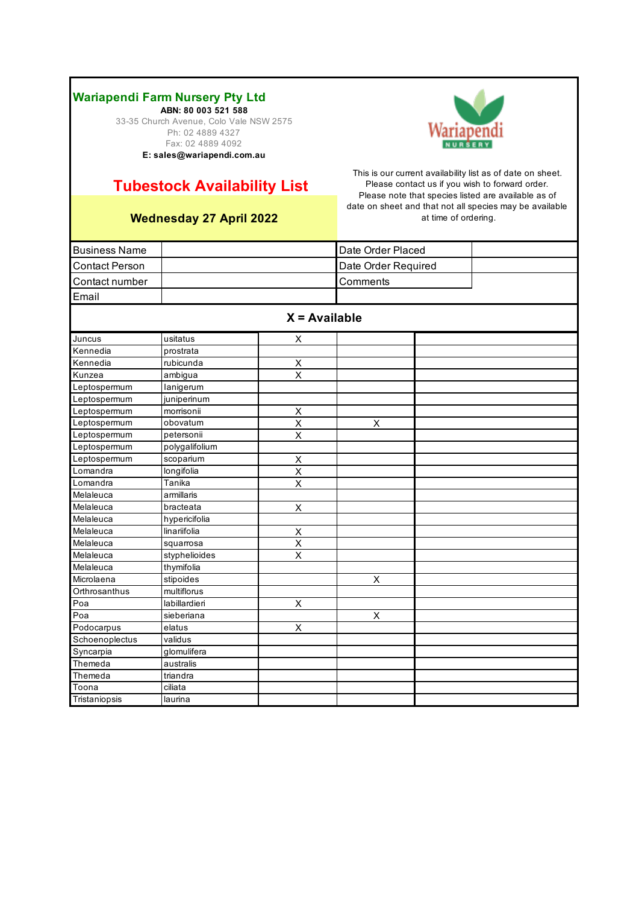## Wariapendi Farm Nursery Pty Ltd

**ABN: 80 003 521 588**

33-35 Church Avenue, Colo Vale NSW 2575

Ph: 02 4889 4327

Fax: 02 4889 4092

**E: sales@wariapendi.com.au**

# Tubestock Availability List

**Wednesday 27 April 2022**

This is our current availability list as of date on sheet. Please contact us if you wish to forward order. Please note that species listed are available as of date on sheet and that not all species may be available at time of ordering.

| Business Name | | Date Order Placed | |
|---|---|---|---|
| Contact Person | | Date Order Required | |
| Contact number | | Comments | |
| Email | | | |

**X = Available**

| | | | | |
|---|---|---|---|---|
| Juncus | usitatus | X | | |
| Kennedia | prostrata | | | |
| Kennedia | rubicunda | X | | |
| Kunzea | ambigua | X | | |
| Leptospermum | lanigerum | | | |
| Leptospermum | juniperinum | | | |
| Leptospermum | morrisonii | X | | |
| Leptospermum | obovatum | X | X | |
| Leptospermum | petersonii | X | | |
| Leptospermum | polygalifolium | | | |
| Leptospermum | scoparium | X | | |
| Lomandra | longifolia | X | | |
| Lomandra | Tanika | X | | |
| Melaleuca | armillaris | | | |
| Melaleuca | bracteata | X | | |
| Melaleuca | hypericifolia | | | |
| Melaleuca | linariifolia | X | | |
| Melaleuca | squarrosa | X | | |
| Melaleuca | styphelioides | X | | |
| Melaleuca | thymifolia | | | |
| Microlaena | stipoides | | X | |
| Orthrosanthus | multiflorus | | | |
| Poa | labillardieri | X | | |
| Poa | sieberiana | | X | |
| Podocarpus | elatus | X | | |
| Schoenoplectus | validus | | | |
| Syncarpia | glomulifera | | | |
| Themeda | australis | | | |
| Themeda | triandra | | | |
| Toona | ciliata | | | |
| Tristaniopsis | laurina | | | |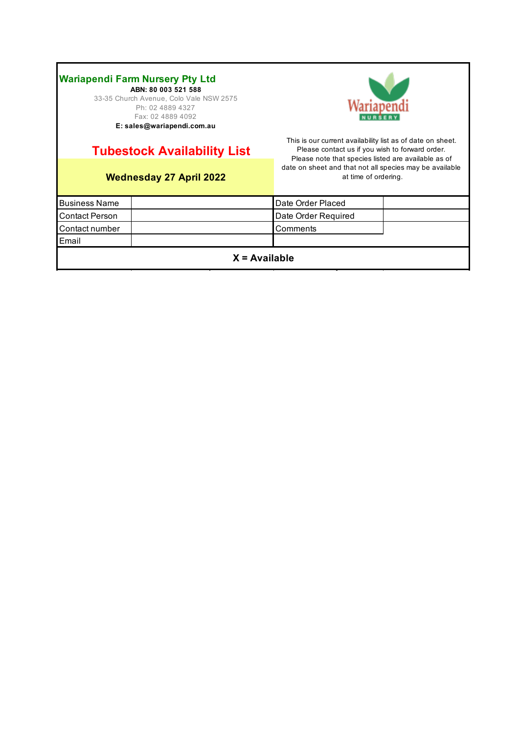## Wariapendi Farm Nursery Pty Ltd

**ABN: 80 003 521 588**

33-35 Church Avenue, Colo Vale NSW 2575

Ph: 02 4889 4327

Fax: 02 4889 4092

**E: sales@wariapendi.com.au**

# Tubestock Availability List

**Wednesday 27 April 2022**

This is our current availability list as of date on sheet. Please contact us if you wish to forward order. Please note that species listed are available as of date on sheet and that not all species may be available at time of ordering.

| | | | |
|---|---|---|---|
| Business Name | | Date Order Placed | |
| Contact Person | | Date Order Required | |
| Contact number | | Comments | |
| Email | | | |

**X = Available**